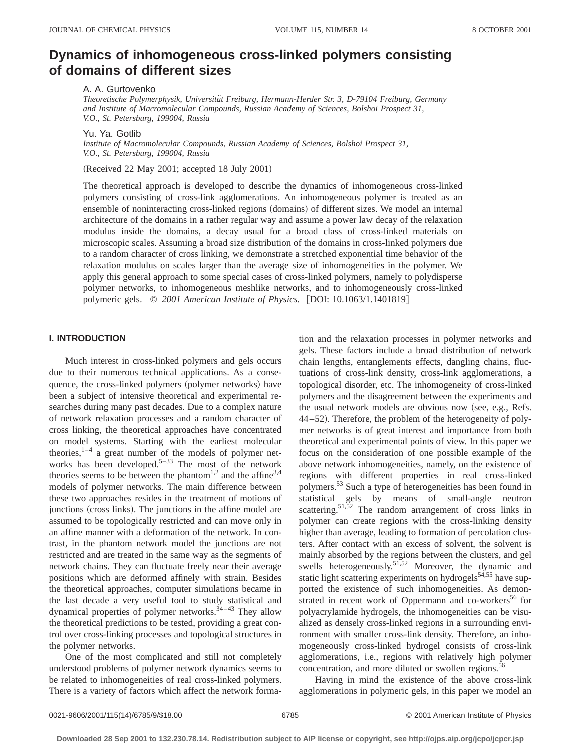# Dynamics of inhomogeneous cross-linked polymers consisting of domains of different sizes

A. A. Gurtovenko

*Theoretische Polymerphysik, Universität Freiburg, Hermann-Herder Str. 3, D-79104 Freiburg, Germany and Institute of Macromolecular Compounds, Russian Academy of Sciences, Bolshoi Prospect 31, V.O., St. Petersburg, 199004, Russia*

Yu. Ya. Gotlib

*Institute of Macromolecular Compounds, Russian Academy of Sciences, Bolshoi Prospect 31, V.O., St. Petersburg, 199004, Russia*

(Received 22 May 2001; accepted 18 July 2001)

The theoretical approach is developed to describe the dynamics of inhomogeneous cross-linked polymers consisting of cross-link agglomerations. An inhomogeneous polymer is treated as an ensemble of noninteracting cross-linked regions (domains) of different sizes. We model an internal architecture of the domains in a rather regular way and assume a power law decay of the relaxation modulus inside the domains, a decay usual for a broad class of cross-linked materials on microscopic scales. Assuming a broad size distribution of the domains in cross-linked polymers due to a random character of cross linking, we demonstrate a stretched exponential time behavior of the relaxation modulus on scales larger than the average size of inhomogeneities in the polymer. We apply this general approach to some special cases of cross-linked polymers, namely to polydisperse polymer networks, to inhomogeneous meshlike networks, and to inhomogeneously cross-linked polymeric gels. © *2001 American Institute of Physics.* [DOI: 10.1063/1.1401819]

## I. INTRODUCTION

Much interest in cross-linked polymers and gels occurs due to their numerous technical applications. As a consequence, the cross-linked polymers (polymer networks) have been a subject of intensive theoretical and experimental researches during many past decades. Due to a complex nature of network relaxation processes and a random character of cross linking, the theoretical approaches have concentrated on model systems. Starting with the earliest molecular theories,[1–4] a great number of the models of polymer networks has been developed.[5–33] The most of the network theories seems to be between the phantom[1,2] and the affine[3,4] models of polymer networks. The main difference between these two approaches resides in the treatment of motions of junctions (cross links). The junctions in the affine model are assumed to be topologically restricted and can move only in an affine manner with a deformation of the network. In contrast, in the phantom network model the junctions are not restricted and are treated in the same way as the segments of network chains. They can fluctuate freely near their average positions which are deformed affinely with strain. Besides the theoretical approaches, computer simulations became in the last decade a very useful tool to study statistical and dynamical properties of polymer networks.[34–43] They allow the theoretical predictions to be tested, providing a great control over cross-linking processes and topological structures in the polymer networks.

One of the most complicated and still not completely understood problems of polymer network dynamics seems to be related to inhomogeneities of real cross-linked polymers. There is a variety of factors which affect the network formation and the relaxation processes in polymer networks and gels. These factors include a broad distribution of network chain lengths, entanglements effects, dangling chains, fluctuations of cross-link density, cross-link agglomerations, a topological disorder, etc. The inhomogeneity of cross-linked polymers and the disagreement between the experiments and the usual network models are obvious now (see, e.g., Refs. 44–52). Therefore, the problem of the heterogeneity of polymer networks is of great interest and importance from both theoretical and experimental points of view. In this paper we focus on the consideration of one possible example of the above network inhomogeneities, namely, on the existence of regions with different properties in real cross-linked polymers.[53] Such a type of heterogeneities has been found in statistical gels by means of small-angle neutron scattering.[51,52] The random arrangement of cross links in polymer can create regions with the cross-linking density higher than average, leading to formation of percolation clusters. After contact with an excess of solvent, the solvent is mainly absorbed by the regions between the clusters, and gel swells heterogeneously.[51,52] Moreover, the dynamic and static light scattering experiments on hydrogels[54,55] have supported the existence of such inhomogeneities. As demonstrated in recent work of Oppermann and co-workers[56] for polyacrylamide hydrogels, the inhomogeneities can be visualized as densely cross-linked regions in a surrounding environment with smaller cross-link density. Therefore, an inhomogeneously cross-linked hydrogel consists of cross-link agglomerations, i.e., regions with relatively high polymer concentration, and more diluted or swollen regions.[56]

Having in mind the existence of the above cross-link agglomerations in polymeric gels, in this paper we model an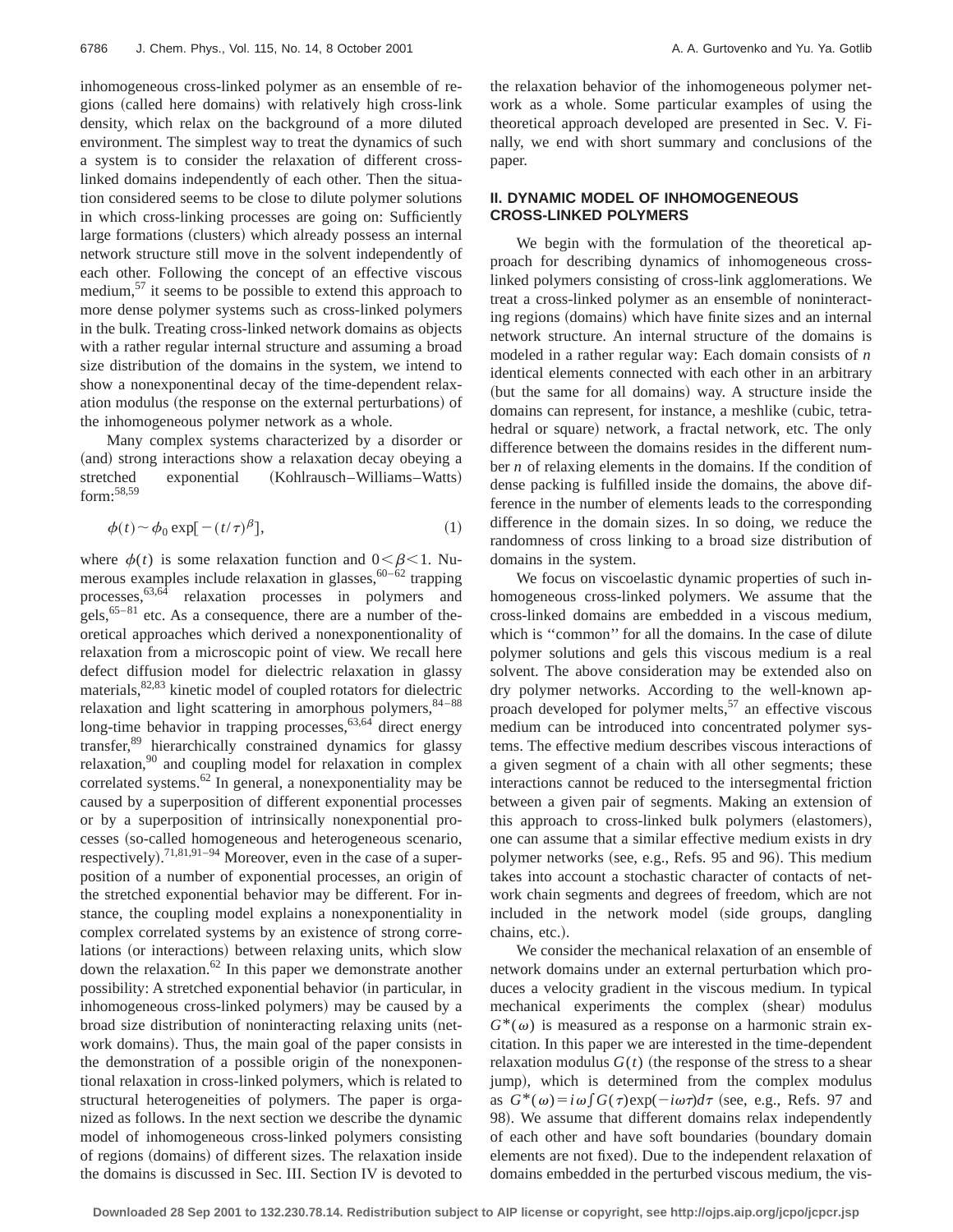inhomogeneous cross-linked polymer as an ensemble of regions (called here domains) with relatively high cross-link density, which relax on the background of a more diluted environment. The simplest way to treat the dynamics of such a system is to consider the relaxation of different cross-linked domains independently of each other. Then the situation considered seems to be close to dilute polymer solutions in which cross-linking processes are going on: Sufficiently large formations (clusters) which already possess an internal network structure still move in the solvent independently of each other. Following the concept of an effective viscous medium,[57] it seems to be possible to extend this approach to more dense polymer systems such as cross-linked polymers in the bulk. Treating cross-linked network domains as objects with a rather regular internal structure and assuming a broad size distribution of the domains in the system, we intend to show a nonexponentinal decay of the time-dependent relaxation modulus (the response on the external perturbations) of the inhomogeneous polymer network as a whole.

Many complex systems characterized by a disorder or (and) strong interactions show a relaxation decay obeying a stretched exponential (Kohlrausch–Williams–Watts) form:[58,59]

$$\phi(t) \sim \phi_0 \exp[-(t/\tau)^\beta], \tag{1}$$

where $\phi(t)$ is some relaxation function and $0<\beta<1$. Numerous examples include relaxation in glasses,[60–62] trapping processes,[63,64] relaxation processes in polymers and gels,[65–81] etc. As a consequence, there are a number of theoretical approaches which derived a nonexponentionality of relaxation from a microscopic point of view. We recall here defect diffusion model for dielectric relaxation in glassy materials,[82,83] kinetic model of coupled rotators for dielectric relaxation and light scattering in amorphous polymers,[84–88] long-time behavior in trapping processes,[63,64] direct energy transfer,[89] hierarchically constrained dynamics for glassy relaxation,[90] and coupling model for relaxation in complex correlated systems.[62] In general, a nonexponentiality may be caused by a superposition of different exponential processes or by a superposition of intrinsically nonexponential processes (so-called homogeneous and heterogeneous scenario, respectively).[71,81,91–94] Moreover, even in the case of a superposition of a number of exponential processes, an origin of the stretched exponential behavior may be different. For instance, the coupling model explains a nonexponentiality in complex correlated systems by an existence of strong correlations (or interactions) between relaxing units, which slow down the relaxation.[62] In this paper we demonstrate another possibility: A stretched exponential behavior (in particular, in inhomogeneous cross-linked polymers) may be caused by a broad size distribution of noninteracting relaxing units (network domains). Thus, the main goal of the paper consists in the demonstration of a possible origin of the nonexponentional relaxation in cross-linked polymers, which is related to structural heterogeneities of polymers. The paper is organized as follows. In the next section we describe the dynamic model of inhomogeneous cross-linked polymers consisting of regions (domains) of different sizes. The relaxation inside the domains is discussed in Sec. III. Section IV is devoted to the relaxation behavior of the inhomogeneous polymer network as a whole. Some particular examples of using the theoretical approach developed are presented in Sec. V. Finally, we end with short summary and conclusions of the paper.

## II. DYNAMIC MODEL OF INHOMOGENEOUS CROSS-LINKED POLYMERS

We begin with the formulation of the theoretical approach for describing dynamics of inhomogeneous cross-linked polymers consisting of cross-link agglomerations. We treat a cross-linked polymer as an ensemble of noninteracting regions (domains) which have finite sizes and an internal network structure. An internal structure of the domains is modeled in a rather regular way: Each domain consists of $n$ identical elements connected with each other in an arbitrary (but the same for all domains) way. A structure inside the domains can represent, for instance, a meshlike (cubic, tetrahedral or square) network, a fractal network, etc. The only difference between the domains resides in the different number $n$ of relaxing elements in the domains. If the condition of dense packing is fulfilled inside the domains, the above difference in the number of elements leads to the corresponding difference in the domain sizes. In so doing, we reduce the randomness of cross linking to a broad size distribution of domains in the system.

We focus on viscoelastic dynamic properties of such inhomogeneous cross-linked polymers. We assume that the cross-linked domains are embedded in a viscous medium, which is "common" for all the domains. In the case of dilute polymer solutions and gels this viscous medium is a real solvent. The above consideration may be extended also on dry polymer networks. According to the well-known approach developed for polymer melts,[57] an effective viscous medium can be introduced into concentrated polymer systems. The effective medium describes viscous interactions of a given segment of a chain with all other segments; these interactions cannot be reduced to the intersegmental friction between a given pair of segments. Making an extension of this approach to cross-linked bulk polymers (elastomers), one can assume that a similar effective medium exists in dry polymer networks (see, e.g., Refs. 95 and 96). This medium takes into account a stochastic character of contacts of network chain segments and degrees of freedom, which are not included in the network model (side groups, dangling chains, etc.).

We consider the mechanical relaxation of an ensemble of network domains under an external perturbation which produces a velocity gradient in the viscous medium. In typical mechanical experiments the complex (shear) modulus $G^*(\omega)$ is measured as a response on a harmonic strain excitation. In this paper we are interested in the time-dependent relaxation modulus $G(t)$ (the response of the stress to a shear jump), which is determined from the complex modulus as $G^*(\omega) = i\omega \int G(\tau)\exp(-i\omega\tau)d\tau$ (see, e.g., Refs. 97 and 98). We assume that different domains relax independently of each other and have soft boundaries (boundary domain elements are not fixed). Due to the independent relaxation of domains embedded in the perturbed viscous medium, the vis-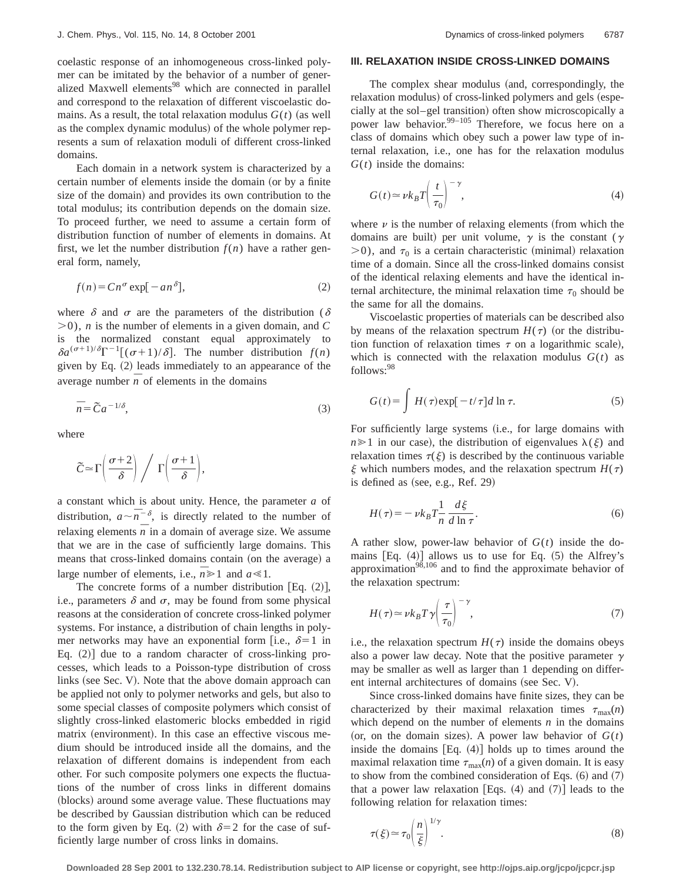coelastic response of an inhomogeneous cross-linked polymer can be imitated by the behavior of a number of generalized Maxwell elements[98] which are connected in parallel and correspond to the relaxation of different viscoelastic domains. As a result, the total relaxation modulus $G(t)$ (as well as the complex dynamic modulus) of the whole polymer represents a sum of relaxation moduli of different cross-linked domains.

Each domain in a network system is characterized by a certain number of elements inside the domain (or by a finite size of the domain) and provides its own contribution to the total modulus; its contribution depends on the domain size. To proceed further, we need to assume a certain form of distribution function of number of elements in domains. At first, we let the number distribution $f(n)$ have a rather general form, namely,

$$f(n) = C n^{\sigma} \exp[-a n^{\delta}], \tag{2}$$

where $\delta$ and $\sigma$ are the parameters of the distribution ($\delta > 0$), $n$ is the number of elements in a given domain, and $C$ is the normalized constant equal approximately to $\delta a^{(\sigma+1)/\delta}\Gamma^{-1}[(\sigma+1)/\delta]$. The number distribution $f(n)$ given by Eq. (2) leads immediately to an appearance of the average number $\bar{n}$ of elements in the domains

$$\bar{n} = \tilde{C} a^{-1/\delta}, \tag{3}$$

where

$$\tilde{C} \simeq \Gamma\left(\frac{\sigma+2}{\delta}\right) \bigg/ \Gamma\left(\frac{\sigma+1}{\delta}\right),$$

a constant which is about unity. Hence, the parameter $a$ of distribution, $a \sim \bar{n}^{-\delta}$, is directly related to the number of relaxing elements $\bar{n}$ in a domain of average size. We assume that we are in the case of sufficiently large domains. This means that cross-linked domains contain (on the average) a large number of elements, i.e., $\bar{n} \gg 1$ and $a \ll 1$.

The concrete forms of a number distribution [Eq. (2)], i.e., parameters $\delta$ and $\sigma$, may be found from some physical reasons at the consideration of concrete cross-linked polymer systems. For instance, a distribution of chain lengths in polymer networks may have an exponential form [i.e., $\delta = 1$ in Eq. (2)] due to a random character of cross-linking processes, which leads to a Poisson-type distribution of cross links (see Sec. V). Note that the above domain approach can be applied not only to polymer networks and gels, but also to some special classes of composite polymers which consist of slightly cross-linked elastomeric blocks embedded in rigid matrix (environment). In this case an effective viscous medium should be introduced inside all the domains, and the relaxation of different domains is independent from each other. For such composite polymers one expects the fluctuations of the number of cross links in different domains (blocks) around some average value. These fluctuations may be described by Gaussian distribution which can be reduced to the form given by Eq. (2) with $\delta = 2$ for the case of sufficiently large number of cross links in domains.

## III. RELAXATION INSIDE CROSS-LINKED DOMAINS

The complex shear modulus (and, correspondingly, the relaxation modulus) of cross-linked polymers and gels (especially at the sol–gel transition) often show microscopically a power law behavior.[99–105] Therefore, we focus here on a class of domains which obey such a power law type of internal relaxation, i.e., one has for the relaxation modulus $G(t)$ inside the domains:

$$G(t) \simeq \nu k_B T \left(\frac{t}{\tau_0}\right)^{-\gamma}, \tag{4}$$

where $\nu$ is the number of relaxing elements (from which the domains are built) per unit volume, $\gamma$ is the constant ($\gamma > 0$), and $\tau_0$ is a certain characteristic (minimal) relaxation time of a domain. Since all the cross-linked domains consist of the identical relaxing elements and have the identical internal architecture, the minimal relaxation time $\tau_0$ should be the same for all the domains.

Viscoelastic properties of materials can be described also by means of the relaxation spectrum $H(\tau)$ (or the distribution function of relaxation times $\tau$ on a logarithmic scale), which is connected with the relaxation modulus $G(t)$ as follows:[98]

$$G(t) = \int H(\tau) \exp[-t/\tau] d \ln \tau. \tag{5}$$

For sufficiently large systems (i.e., for large domains with $n \gg 1$ in our case), the distribution of eigenvalues $\lambda(\xi)$ and relaxation times $\tau(\xi)$ is described by the continuous variable $\xi$ which numbers modes, and the relaxation spectrum $H(\tau)$ is defined as (see, e.g., Ref. 29)

$$H(\tau) = -\nu k_B T \frac{1}{n} \frac{d\xi}{d \ln \tau}. \tag{6}$$

A rather slow, power-law behavior of $G(t)$ inside the domains [Eq. (4)] allows us to use for Eq. (5) the Alfrey's approximation[98,106] and to find the approximate behavior of the relaxation spectrum:

$$H(\tau) \simeq \nu k_B T \gamma \left(\frac{\tau}{\tau_0}\right)^{-\gamma}, \tag{7}$$

i.e., the relaxation spectrum $H(\tau)$ inside the domains obeys also a power law decay. Note that the positive parameter $\gamma$ may be smaller as well as larger than 1 depending on different internal architectures of domains (see Sec. V).

Since cross-linked domains have finite sizes, they can be characterized by their maximal relaxation times $\tau_{\max}(n)$ which depend on the number of elements $n$ in the domains (or, on the domain sizes). A power law behavior of $G(t)$ inside the domains [Eq. (4)] holds up to times around the maximal relaxation time $\tau_{\max}(n)$ of a given domain. It is easy to show from the combined consideration of Eqs. (6) and (7) that a power law relaxation [Eqs. (4) and (7)] leads to the following relation for relaxation times:

$$\tau(\xi) \simeq \tau_0 \left(\frac{n}{\xi}\right)^{1/\gamma}. \tag{8}$$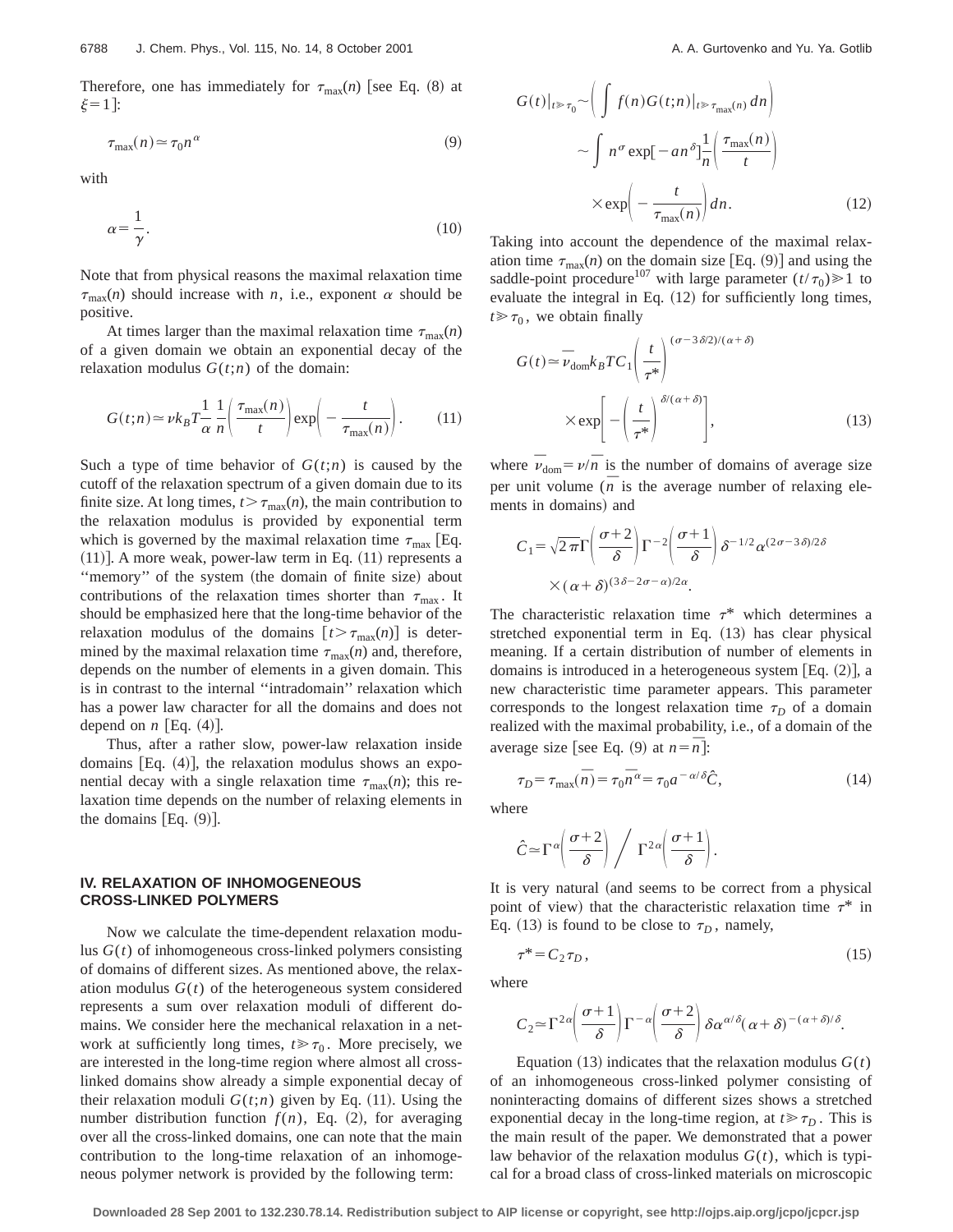Therefore, one has immediately for $\tau_{\max}(n)$ [see Eq. (8) at $\xi=1$]:

$$\tau_{\max}(n)\simeq\tau_0 n^{\alpha} \tag{9}$$

with

$$\alpha=\frac{1}{\gamma}. \tag{10}$$

Note that from physical reasons the maximal relaxation time $\tau_{\max}(n)$ should increase with $n$, i.e., exponent $\alpha$ should be positive.

At times larger than the maximal relaxation time $\tau_{\max}(n)$ of a given domain we obtain an exponential decay of the relaxation modulus $G(t;n)$ of the domain:

$$G(t;n)\simeq\nu k_B T\frac{1}{\alpha}\,\frac{1}{n}\left(\frac{\tau_{\max}(n)}{t}\right)\exp\left(-\frac{t}{\tau_{\max}(n)}\right). \tag{11}$$

Such a type of time behavior of $G(t;n)$ is caused by the cutoff of the relaxation spectrum of a given domain due to its finite size. At long times, $t>\tau_{\max}(n)$, the main contribution to the relaxation modulus is provided by exponential term which is governed by the maximal relaxation time $\tau_{\max}$ [Eq. (11)]. A more weak, power-law term in Eq. (11) represents a "memory" of the system (the domain of finite size) about contributions of the relaxation times shorter than $\tau_{\max}$. It should be emphasized here that the long-time behavior of the relaxation modulus of the domains [$t>\tau_{\max}(n)$] is determined by the maximal relaxation time $\tau_{\max}(n)$ and, therefore, depends on the number of elements in a given domain. This is in contrast to the internal "intradomain" relaxation which has a power law character for all the domains and does not depend on $n$ [Eq. (4)].

Thus, after a rather slow, power-law relaxation inside domains [Eq. (4)], the relaxation modulus shows an exponential decay with a single relaxation time $\tau_{\max}(n)$; this relaxation time depends on the number of relaxing elements in the domains [Eq. (9)].

## IV. RELAXATION OF INHOMOGENEOUS CROSS-LINKED POLYMERS

Now we calculate the time-dependent relaxation modulus $G(t)$ of inhomogeneous cross-linked polymers consisting of domains of different sizes. As mentioned above, the relaxation modulus $G(t)$ of the heterogeneous system considered represents a sum over relaxation moduli of different domains. We consider here the mechanical relaxation in a network at sufficiently long times, $t\gg\tau_0$. More precisely, we are interested in the long-time region where almost all cross-linked domains show already a simple exponential decay of their relaxation moduli $G(t;n)$ given by Eq. (11). Using the number distribution function $f(n)$, Eq. (2), for averaging over all the cross-linked domains, one can note that the main contribution to the long-time relaxation of an inhomogeneous polymer network is provided by the following term:

$$\begin{aligned}G(t)|_{t\gg\tau_0}&\sim\left(\int f(n)G(t;n)|_{t\gg\tau_{\max}(n)}\,dn\right)\\&\sim\int n^{\sigma}\exp[-an^{\delta}]\frac{1}{n}\left(\frac{\tau_{\max}(n)}{t}\right)\\&\quad\times\exp\left(-\frac{t}{\tau_{\max}(n)}\right)dn.\end{aligned} \tag{12}$$

Taking into account the dependence of the maximal relaxation time $\tau_{\max}(n)$ on the domain size [Eq. (9)] and using the saddle-point procedure[107] with large parameter $(t/\tau_0)\gg 1$ to evaluate the integral in Eq. (12) for sufficiently long times, $t\gg\tau_0$, we obtain finally

$$G(t)\simeq\bar{\nu}_{\text{dom}}k_B T C_1\left(\frac{t}{\tau^*}\right)^{(\sigma-3\delta/2)/(\alpha+\delta)}\times\exp\left[-\left(\frac{t}{\tau^*}\right)^{\delta/(\alpha+\delta)}\right], \tag{13}$$

where $\bar{\nu}_{\text{dom}}=\nu/\bar{n}$ is the number of domains of average size per unit volume ($\bar{n}$ is the average number of relaxing elements in domains) and

$$C_1=\sqrt{2\pi}\,\Gamma\left(\frac{\sigma+2}{\delta}\right)\Gamma^{-2}\left(\frac{\sigma+1}{\delta}\right)\delta^{-1/2}\alpha^{(2\sigma-3\delta)/2\delta}\times(\alpha+\delta)^{(3\delta-2\sigma-\alpha)/2\alpha}.$$

The characteristic relaxation time $\tau^*$ which determines a stretched exponential term in Eq. (13) has clear physical meaning. If a certain distribution of number of elements in domains is introduced in a heterogeneous system [Eq. (2)], a new characteristic time parameter appears. This parameter corresponds to the longest relaxation time $\tau_D$ of a domain realized with the maximal probability, i.e., of a domain of the average size [see Eq. (9) at $n=\bar{n}$]:

$$\tau_D=\tau_{\max}(\bar{n})=\tau_0\bar{n}^{\alpha}=\tau_0 a^{-\alpha/\delta}\hat{C}, \tag{14}$$

where

$$\hat{C}\simeq\Gamma^{\alpha}\left(\frac{\sigma+2}{\delta}\right)\bigg/\Gamma^{2\alpha}\left(\frac{\sigma+1}{\delta}\right).$$

It is very natural (and seems to be correct from a physical point of view) that the characteristic relaxation time $\tau^*$ in Eq. (13) is found to be close to $\tau_D$, namely,

$$\tau^*=C_2\tau_D, \tag{15}$$

where

$$C_2\simeq\Gamma^{2\alpha}\left(\frac{\sigma+1}{\delta}\right)\Gamma^{-\alpha}\left(\frac{\sigma+2}{\delta}\right)\delta\alpha^{\alpha/\delta}(\alpha+\delta)^{-(\alpha+\delta)/\delta}.$$

Equation (13) indicates that the relaxation modulus $G(t)$ of an inhomogeneous cross-linked polymer consisting of noninteracting domains of different sizes shows a stretched exponential decay in the long-time region, at $t\gg\tau_D$. This is the main result of the paper. We demonstrated that a power law behavior of the relaxation modulus $G(t)$, which is typical for a broad class of cross-linked materials on microscopic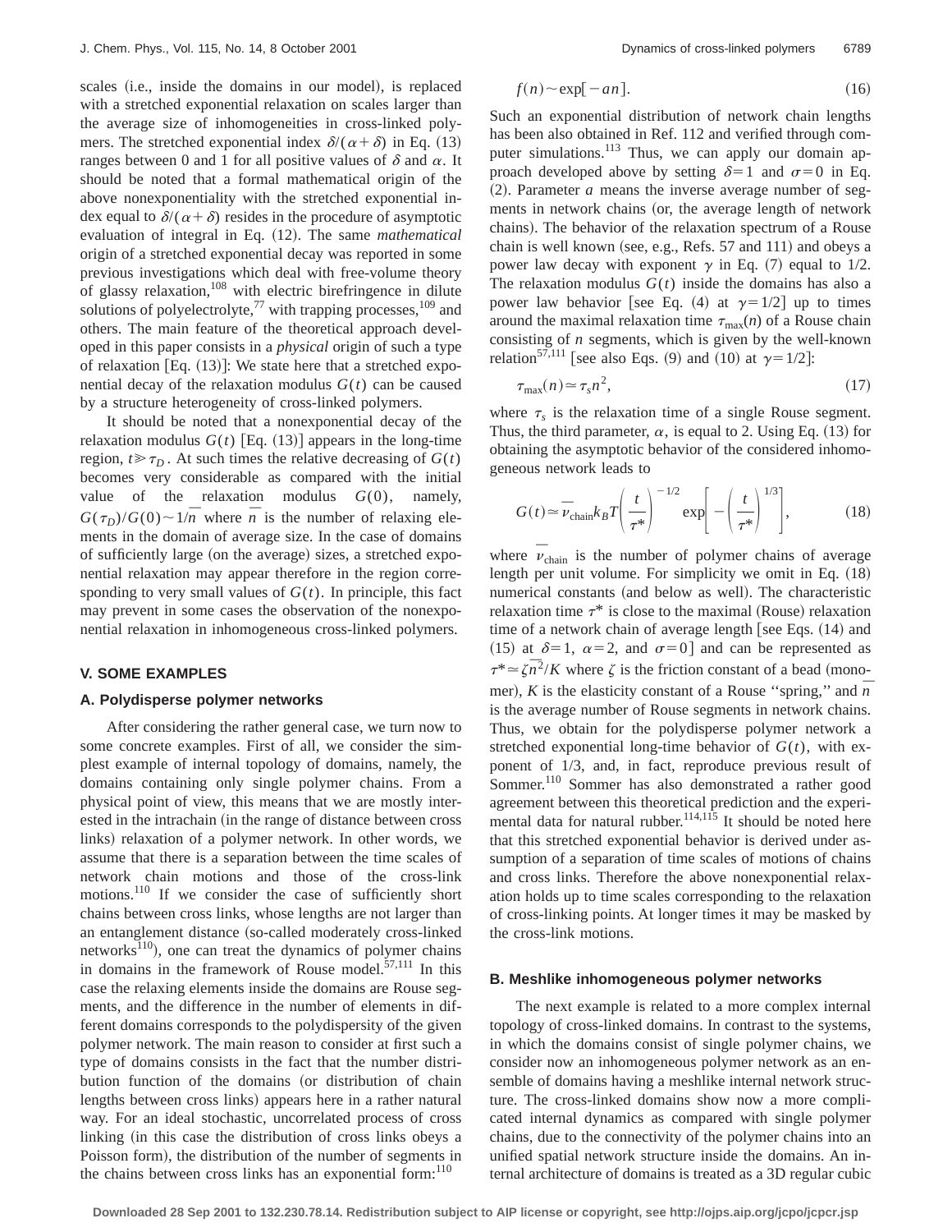scales (i.e., inside the domains in our model), is replaced with a stretched exponential relaxation on scales larger than the average size of inhomogeneities in cross-linked polymers. The stretched exponential index $\delta/(\alpha+\delta)$ in Eq. (13) ranges between 0 and 1 for all positive values of $\delta$ and $\alpha$. It should be noted that a formal mathematical origin of the above nonexponentiality with the stretched exponential index equal to $\delta/(\alpha+\delta)$ resides in the procedure of asymptotic evaluation of integral in Eq. (12). The same *mathematical* origin of a stretched exponential decay was reported in some previous investigations which deal with free-volume theory of glassy relaxation,[108] with electric birefringence in dilute solutions of polyelectrolyte,[77] with trapping processes,[109] and others. The main feature of the theoretical approach developed in this paper consists in a *physical* origin of such a type of relaxation [Eq. (13)]: We state here that a stretched exponential decay of the relaxation modulus $G(t)$ can be caused by a structure heterogeneity of cross-linked polymers.

It should be noted that a nonexponential decay of the relaxation modulus $G(t)$ [Eq. (13)] appears in the long-time region, $t \gg \tau_D$. At such times the relative decreasing of $G(t)$ becomes very considerable as compared with the initial value of the relaxation modulus $G(0)$, namely, $G(\tau_D)/G(0) \sim 1/\overline{n}$ where $\overline{n}$ is the number of relaxing elements in the domain of average size. In the case of domains of sufficiently large (on the average) sizes, a stretched exponential relaxation may appear therefore in the region corresponding to very small values of $G(t)$. In principle, this fact may prevent in some cases the observation of the nonexponential relaxation in inhomogeneous cross-linked polymers.

## V. SOME EXAMPLES

### A. Polydisperse polymer networks

After considering the rather general case, we turn now to some concrete examples. First of all, we consider the simplest example of internal topology of domains, namely, the domains containing only single polymer chains. From a physical point of view, this means that we are mostly interested in the intrachain (in the range of distance between cross links) relaxation of a polymer network. In other words, we assume that there is a separation between the time scales of network chain motions and those of the cross-link motions.[110] If we consider the case of sufficiently short chains between cross links, whose lengths are not larger than an entanglement distance (so-called moderately cross-linked networks[110]), one can treat the dynamics of polymer chains in domains in the framework of Rouse model.[57,111] In this case the relaxing elements inside the domains are Rouse segments, and the difference in the number of elements in different domains corresponds to the polydispersity of the given polymer network. The main reason to consider at first such a type of domains consists in the fact that the number distribution function of the domains (or distribution of chain lengths between cross links) appears here in a rather natural way. For an ideal stochastic, uncorrelated process of cross linking (in this case the distribution of cross links obeys a Poisson form), the distribution of the number of segments in the chains between cross links has an exponential form:[110]

$$f(n) \sim \exp[-an]. \tag{16}$$

Such an exponential distribution of network chain lengths has been also obtained in Ref. 112 and verified through computer simulations.[113] Thus, we can apply our domain approach developed above by setting $\delta=1$ and $\sigma=0$ in Eq. (2). Parameter $a$ means the inverse average number of segments in network chains (or, the average length of network chains). The behavior of the relaxation spectrum of a Rouse chain is well known (see, e.g., Refs. 57 and 111) and obeys a power law decay with exponent $\gamma$ in Eq. (7) equal to 1/2. The relaxation modulus $G(t)$ inside the domains has also a power law behavior [see Eq. (4) at $\gamma=1/2$] up to times around the maximal relaxation time $\tau_{\max}(n)$ of a Rouse chain consisting of $n$ segments, which is given by the well-known relation[57,111] [see also Eqs. (9) and (10) at $\gamma=1/2$]:

$$\tau_{\max}(n) \simeq \tau_s n^2, \tag{17}$$

where $\tau_s$ is the relaxation time of a single Rouse segment. Thus, the third parameter, $\alpha$, is equal to 2. Using Eq. (13) for obtaining the asymptotic behavior of the considered inhomogeneous network leads to

$$G(t) \simeq \overline{\nu}_{\text{chain}} k_B T \left( \frac{t}{\tau^*} \right)^{-1/2} \exp\left[ -\left( \frac{t}{\tau^*} \right)^{1/3} \right], \tag{18}$$

where $\overline{\nu}_{\text{chain}}$ is the number of polymer chains of average length per unit volume. For simplicity we omit in Eq. (18) numerical constants (and below as well). The characteristic relaxation time $\tau^*$ is close to the maximal (Rouse) relaxation time of a network chain of average length [see Eqs. (14) and (15) at $\delta=1$, $\alpha=2$, and $\sigma=0$] and can be represented as $\tau^* \simeq \zeta \overline{n}^2/K$ where $\zeta$ is the friction constant of a bead (monomer), $K$ is the elasticity constant of a Rouse "spring," and $\overline{n}$ is the average number of Rouse segments in network chains. Thus, we obtain for the polydisperse polymer network a stretched exponential long-time behavior of $G(t)$, with exponent of 1/3, and, in fact, reproduce previous result of Sommer.[110] Sommer has also demonstrated a rather good agreement between this theoretical prediction and the experimental data for natural rubber.[114,115] It should be noted here that this stretched exponential behavior is derived under assumption of a separation of time scales of motions of chains and cross links. Therefore the above nonexponential relaxation holds up to time scales corresponding to the relaxation of cross-linking points. At longer times it may be masked by the cross-link motions.

### B. Meshlike inhomogeneous polymer networks

The next example is related to a more complex internal topology of cross-linked domains. In contrast to the systems, in which the domains consist of single polymer chains, we consider now an inhomogeneous polymer network as an ensemble of domains having a meshlike internal network structure. The cross-linked domains show now a more complicated internal dynamics as compared with single polymer chains, due to the connectivity of the polymer chains into an unified spatial network structure inside the domains. An internal architecture of domains is treated as a 3D regular cubic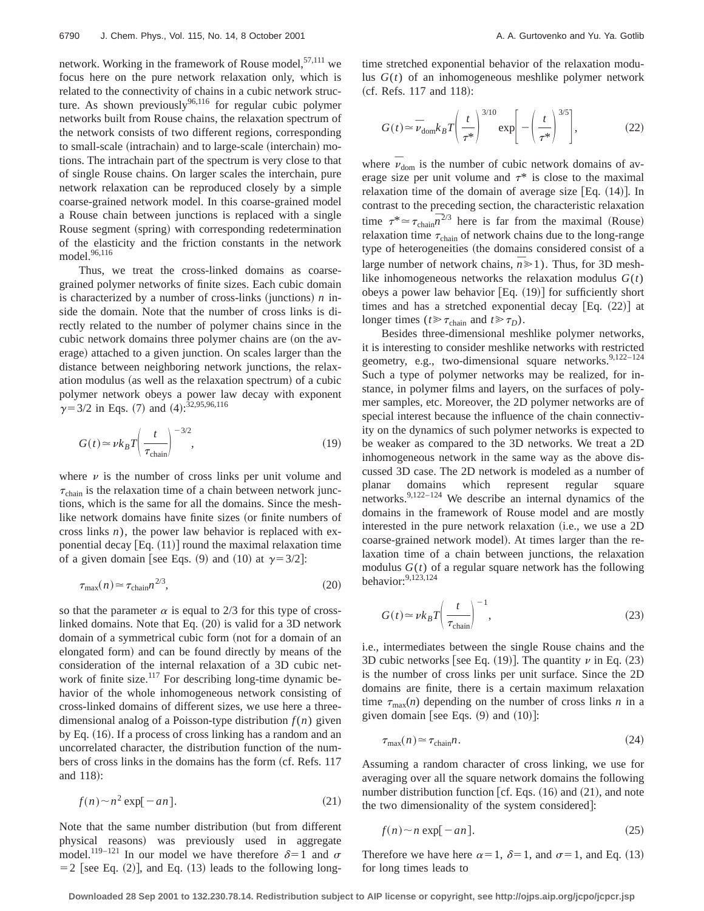network. Working in the framework of Rouse model,[57,111] we focus here on the pure network relaxation only, which is related to the connectivity of chains in a cubic network structure. As shown previously[96,116] for regular cubic polymer networks built from Rouse chains, the relaxation spectrum of the network consists of two different regions, corresponding to small-scale (intrachain) and to large-scale (interchain) motions. The intrachain part of the spectrum is very close to that of single Rouse chains. On larger scales the interchain, pure network relaxation can be reproduced closely by a simple coarse-grained network model. In this coarse-grained model a Rouse chain between junctions is replaced with a single Rouse segment (spring) with corresponding redetermination of the elasticity and the friction constants in the network model.[96,116]

Thus, we treat the cross-linked domains as coarse-grained polymer networks of finite sizes. Each cubic domain is characterized by a number of cross-links (junctions) $n$ inside the domain. Note that the number of cross links is directly related to the number of polymer chains since in the cubic network domains three polymer chains are (on the average) attached to a given junction. On scales larger than the distance between neighboring network junctions, the relaxation modulus (as well as the relaxation spectrum) of a cubic polymer network obeys a power law decay with exponent $\gamma = 3/2$ in Eqs. (7) and (4):[32,95,96,116]

$$G(t) \simeq \nu k_B T \left( \frac{t}{\tau_{\text{chain}}} \right)^{-3/2}, \tag{19}$$

where $\nu$ is the number of cross links per unit volume and $\tau_{\text{chain}}$ is the relaxation time of a chain between network junctions, which is the same for all the domains. Since the meshlike network domains have finite sizes (or finite numbers of cross links $n$), the power law behavior is replaced with exponential decay [Eq. (11)] round the maximal relaxation time of a given domain [see Eqs. (9) and (10) at $\gamma = 3/2$]:

$$\tau_{\max}(n) \simeq \tau_{\text{chain}} n^{2/3}, \tag{20}$$

so that the parameter $\alpha$ is equal to 2/3 for this type of cross-linked domains. Note that Eq. (20) is valid for a 3D network domain of a symmetrical cubic form (not for a domain of an elongated form) and can be found directly by means of the consideration of the internal relaxation of a 3D cubic network of finite size.[117] For describing long-time dynamic behavior of the whole inhomogeneous network consisting of cross-linked domains of different sizes, we use here a three-dimensional analog of a Poisson-type distribution $f(n)$ given by Eq. (16). If a process of cross linking has a random and an uncorrelated character, the distribution function of the numbers of cross links in the domains has the form (cf. Refs. 117 and 118):

$$f(n) \sim n^2 \exp[-an]. \tag{21}$$

Note that the same number distribution (but from different physical reasons) was previously used in aggregate model.[119–121] In our model we have therefore $\delta = 1$ and $\sigma = 2$ [see Eq. (2)], and Eq. (13) leads to the following long-time stretched exponential behavior of the relaxation modulus $G(t)$ of an inhomogeneous meshlike polymer network (cf. Refs. 117 and 118):

$$G(t) \simeq \bar{\nu}_{\text{dom}} k_B T \left( \frac{t}{\tau^*} \right)^{3/10} \exp\left[ -\left( \frac{t}{\tau^*} \right)^{3/5} \right], \tag{22}$$

where $\bar{\nu}_{\text{dom}}$ is the number of cubic network domains of average size per unit volume and $\tau^*$ is close to the maximal relaxation time of the domain of average size [Eq. (14)]. In contrast to the preceding section, the characteristic relaxation time $\tau^* \simeq \tau_{\text{chain}} \bar{n}^{2/3}$ here is far from the maximal (Rouse) relaxation time $\tau_{\text{chain}}$ of network chains due to the long-range type of heterogeneities (the domains considered consist of a large number of network chains, $\bar{n} \gg 1$). Thus, for 3D meshlike inhomogeneous networks the relaxation modulus $G(t)$ obeys a power law behavior [Eq. (19)] for sufficiently short times and has a stretched exponential decay [Eq. (22)] at longer times ($t \gg \tau_{\text{chain}}$ and $t \gg \tau_D$).

Besides three-dimensional meshlike polymer networks, it is interesting to consider meshlike networks with restricted geometry, e.g., two-dimensional square networks.[9,122–124] Such a type of polymer networks may be realized, for instance, in polymer films and layers, on the surfaces of polymer samples, etc. Moreover, the 2D polymer networks are of special interest because the influence of the chain connectivity on the dynamics of such polymer networks is expected to be weaker as compared to the 3D networks. We treat a 2D inhomogeneous network in the same way as the above discussed 3D case. The 2D network is modeled as a number of planar domains which represent regular square networks.[9,122–124] We describe an internal dynamics of the domains in the framework of Rouse model and are mostly interested in the pure network relaxation (i.e., we use a 2D coarse-grained network model). At times larger than the relaxation time of a chain between junctions, the relaxation modulus $G(t)$ of a regular square network has the following behavior:[9,123,124]

$$G(t) \simeq \nu k_B T \left( \frac{t}{\tau_{\text{chain}}} \right)^{-1}, \tag{23}$$

i.e., intermediates between the single Rouse chains and the 3D cubic networks [see Eq. (19)]. The quantity $\nu$ in Eq. (23) is the number of cross links per unit surface. Since the 2D domains are finite, there is a certain maximum relaxation time $\tau_{\max}(n)$ depending on the number of cross links $n$ in a given domain [see Eqs. (9) and (10)]:

$$\tau_{\max}(n) \simeq \tau_{\text{chain}} n. \tag{24}$$

Assuming a random character of cross linking, we use for averaging over all the square network domains the following number distribution function [cf. Eqs. (16) and (21), and note the two dimensionality of the system considered]:

$$f(n) \sim n \exp[-an]. \tag{25}$$

Therefore we have here $\alpha = 1$, $\delta = 1$, and $\sigma = 1$, and Eq. (13) for long times leads to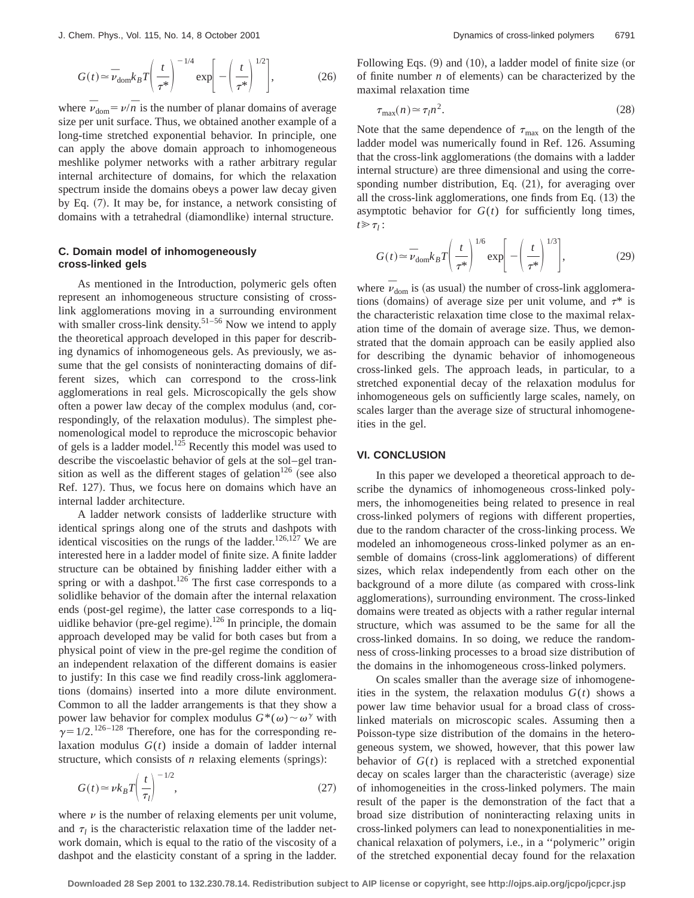$$G(t) \simeq \bar{\nu}_{\rm dom} k_B T \left( \frac{t}{\tau^*} \right)^{-1/4} \exp\left[ -\left( \frac{t}{\tau^*} \right)^{1/2} \right], \tag{26}$$

where $\bar{\nu}_{\rm dom} = \nu / \bar{n}$ is the number of planar domains of average size per unit surface. Thus, we obtained another example of a long-time stretched exponential behavior. In principle, one can apply the above domain approach to inhomogeneous meshlike polymer networks with a rather arbitrary regular internal architecture of domains, for which the relaxation spectrum inside the domains obeys a power law decay given by Eq. (7). It may be, for instance, a network consisting of domains with a tetrahedral (diamondlike) internal structure.

### C. Domain model of inhomogeneously cross-linked gels

As mentioned in the Introduction, polymeric gels often represent an inhomogeneous structure consisting of cross-link agglomerations moving in a surrounding environment with smaller cross-link density.[51–56] Now we intend to apply the theoretical approach developed in this paper for describing dynamics of inhomogeneous gels. As previously, we assume that the gel consists of noninteracting domains of different sizes, which can correspond to the cross-link agglomerations in real gels. Microscopically the gels show often a power law decay of the complex modulus (and, correspondingly, of the relaxation modulus). The simplest phenomenological model to reproduce the microscopic behavior of gels is a ladder model.[125] Recently this model was used to describe the viscoelastic behavior of gels at the sol–gel transition as well as the different stages of gelation[126] (see also Ref. 127). Thus, we focus here on domains which have an internal ladder architecture.

A ladder network consists of ladderlike structure with identical springs along one of the struts and dashpots with identical viscosities on the rungs of the ladder.[126,127] We are interested here in a ladder model of finite size. A finite ladder structure can be obtained by finishing ladder either with a spring or with a dashpot.[126] The first case corresponds to a solidlike behavior of the domain after the internal relaxation ends (post-gel regime), the latter case corresponds to a liquidlike behavior (pre-gel regime).[126] In principle, the domain approach developed may be valid for both cases but from a physical point of view in the pre-gel regime the condition of an independent relaxation of the different domains is easier to justify: In this case we find readily cross-link agglomerations (domains) inserted into a more dilute environment. Common to all the ladder arrangements is that they show a power law behavior for complex modulus $G^*(\omega) \sim \omega^{\gamma}$ with $\gamma = 1/2$.[126–128] Therefore, one has for the corresponding relaxation modulus $G(t)$ inside a domain of ladder internal structure, which consists of $n$ relaxing elements (springs):

$$G(t) \simeq \nu k_B T \left( \frac{t}{\tau_l} \right)^{-1/2}, \tag{27}$$

where $\nu$ is the number of relaxing elements per unit volume, and $\tau_l$ is the characteristic relaxation time of the ladder network domain, which is equal to the ratio of the viscosity of a dashpot and the elasticity constant of a spring in the ladder. Following Eqs. (9) and (10), a ladder model of finite size (or of finite number $n$ of elements) can be characterized by the maximal relaxation time

$$\tau_{\rm max}(n) \simeq \tau_l n^2. \tag{28}$$

Note that the same dependence of $\tau_{\rm max}$ on the length of the ladder model was numerically found in Ref. 126. Assuming that the cross-link agglomerations (the domains with a ladder internal structure) are three dimensional and using the corresponding number distribution, Eq. (21), for averaging over all the cross-link agglomerations, one finds from Eq. (13) the asymptotic behavior for $G(t)$ for sufficiently long times, $t \gg \tau_l$:

$$G(t) \simeq \bar{\nu}_{\rm dom} k_B T \left( \frac{t}{\tau^*} \right)^{1/6} \exp\left[ -\left( \frac{t}{\tau^*} \right)^{1/3} \right], \tag{29}$$

where $\bar{\nu}_{\rm dom}$ is (as usual) the number of cross-link agglomerations (domains) of average size per unit volume, and $\tau^*$ is the characteristic relaxation time close to the maximal relaxation time of the domain of average size. Thus, we demonstrated that the domain approach can be easily applied also for describing the dynamic behavior of inhomogeneous cross-linked gels. The approach leads, in particular, to a stretched exponential decay of the relaxation modulus for inhomogeneous gels on sufficiently large scales, namely, on scales larger than the average size of structural inhomogeneities in the gel.

## VI. CONCLUSION

In this paper we developed a theoretical approach to describe the dynamics of inhomogeneous cross-linked polymers, the inhomogeneities being related to presence in real cross-linked polymers of regions with different properties, due to the random character of the cross-linking process. We modeled an inhomogeneous cross-linked polymer as an ensemble of domains (cross-link agglomerations) of different sizes, which relax independently from each other on the background of a more dilute (as compared with cross-link agglomerations), surrounding environment. The cross-linked domains were treated as objects with a rather regular internal structure, which was assumed to be the same for all the cross-linked domains. In so doing, we reduce the randomness of cross-linking processes to a broad size distribution of the domains in the inhomogeneous cross-linked polymers.

On scales smaller than the average size of inhomogeneities in the system, the relaxation modulus $G(t)$ shows a power law time behavior usual for a broad class of cross-linked materials on microscopic scales. Assuming then a Poisson-type size distribution of the domains in the heterogeneous system, we showed, however, that this power law behavior of $G(t)$ is replaced with a stretched exponential decay on scales larger than the characteristic (average) size of inhomogeneities in the cross-linked polymers. The main result of the paper is the demonstration of the fact that a broad size distribution of noninteracting relaxing units in cross-linked polymers can lead to nonexponentialities in mechanical relaxation of polymers, i.e., in a ''polymeric'' origin of the stretched exponential decay found for the relaxation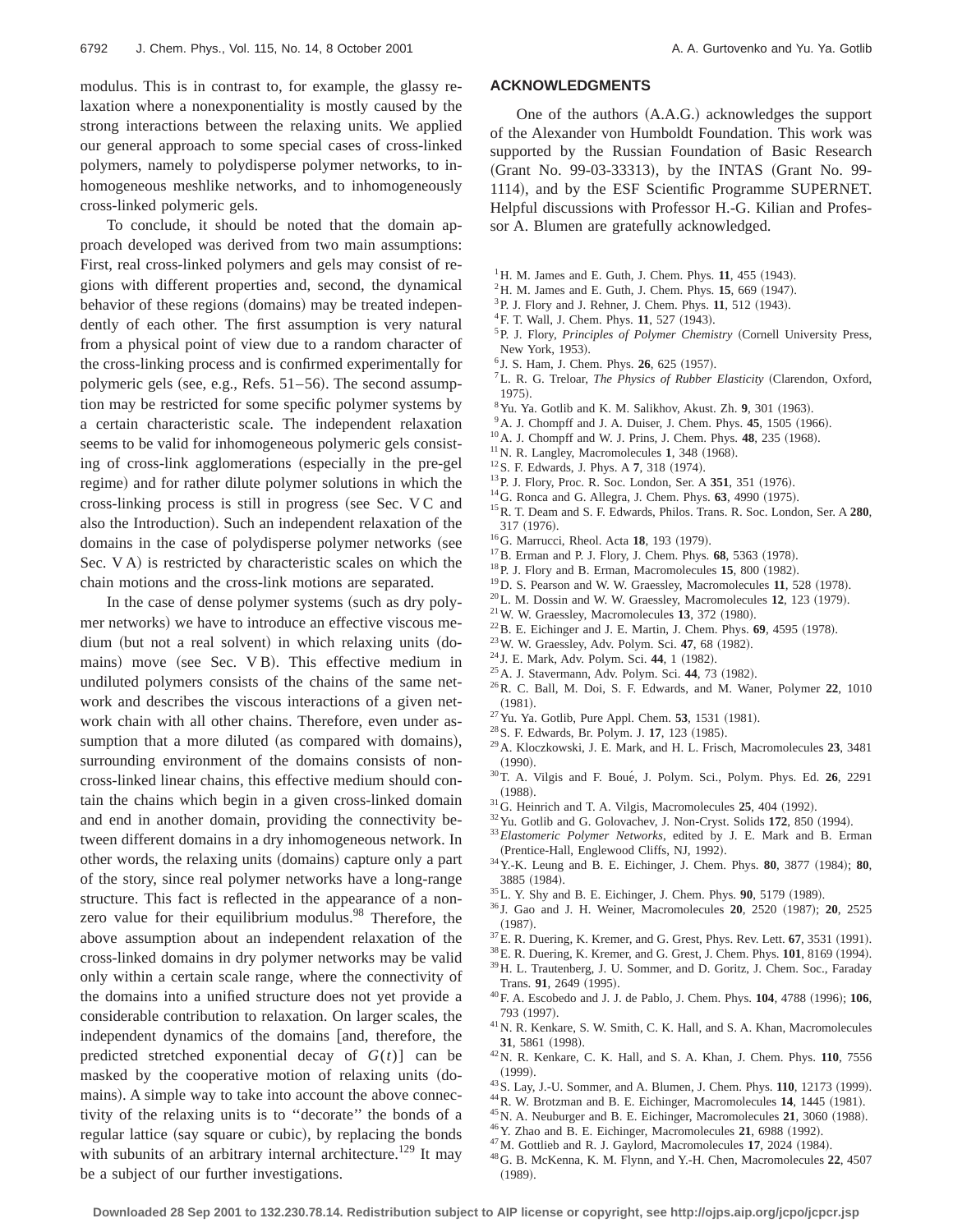modulus. This is in contrast to, for example, the glassy relaxation where a nonexponentiality is mostly caused by the strong interactions between the relaxing units. We applied our general approach to some special cases of cross-linked polymers, namely to polydisperse polymer networks, to inhomogeneous meshlike networks, and to inhomogeneously cross-linked polymeric gels.

To conclude, it should be noted that the domain approach developed was derived from two main assumptions: First, real cross-linked polymers and gels may consist of regions with different properties and, second, the dynamical behavior of these regions (domains) may be treated independently of each other. The first assumption is very natural from a physical point of view due to a random character of the cross-linking process and is confirmed experimentally for polymeric gels (see, e.g., Refs. 51–56). The second assumption may be restricted for some specific polymer systems by a certain characteristic scale. The independent relaxation seems to be valid for inhomogeneous polymeric gels consisting of cross-link agglomerations (especially in the pre-gel regime) and for rather dilute polymer solutions in which the cross-linking process is still in progress (see Sec. V C and also the Introduction). Such an independent relaxation of the domains in the case of polydisperse polymer networks (see Sec. V A) is restricted by characteristic scales on which the chain motions and the cross-link motions are separated.

In the case of dense polymer systems (such as dry polymer networks) we have to introduce an effective viscous medium (but not a real solvent) in which relaxing units (domains) move (see Sec. V B). This effective medium in undiluted polymers consists of the chains of the same network and describes the viscous interactions of a given network chain with all other chains. Therefore, even under assumption that a more diluted (as compared with domains), surrounding environment of the domains consists of non-cross-linked linear chains, this effective medium should contain the chains which begin in a given cross-linked domain and end in another domain, providing the connectivity between different domains in a dry inhomogeneous network. In other words, the relaxing units (domains) capture only a part of the story, since real polymer networks have a long-range structure. This fact is reflected in the appearance of a nonzero value for their equilibrium modulus.[98] Therefore, the above assumption about an independent relaxation of the cross-linked domains in dry polymer networks may be valid only within a certain scale range, where the connectivity of the domains into a unified structure does not yet provide a considerable contribution to relaxation. On larger scales, the independent dynamics of the domains [and, therefore, the predicted stretched exponential decay of $G(t)$] can be masked by the cooperative motion of relaxing units (domains). A simple way to take into account the above connectivity of the relaxing units is to "decorate" the bonds of a regular lattice (say square or cubic), by replacing the bonds with subunits of an arbitrary internal architecture.[129] It may be a subject of our further investigations.

## ACKNOWLEDGMENTS

One of the authors (A.A.G.) acknowledges the support of the Alexander von Humboldt Foundation. This work was supported by the Russian Foundation of Basic Research (Grant No. 99-03-33313), by the INTAS (Grant No. 99-1114), and by the ESF Scientific Programme SUPERNET. Helpful discussions with Professor H.-G. Kilian and Professor A. Blumen are gratefully acknowledged.

[1] H. M. James and E. Guth, J. Chem. Phys. **11**, 455 (1943).
[2] H. M. James and E. Guth, J. Chem. Phys. **15**, 669 (1947).
[3] P. J. Flory and J. Rehner, J. Chem. Phys. **11**, 512 (1943).
[4] F. T. Wall, J. Chem. Phys. **11**, 527 (1943).
[5] P. J. Flory, *Principles of Polymer Chemistry* (Cornell University Press, New York, 1953).
[6] J. S. Ham, J. Chem. Phys. **26**, 625 (1957).
[7] L. R. G. Treloar, *The Physics of Rubber Elasticity* (Clarendon, Oxford, 1975).
[8] Yu. Ya. Gotlib and K. M. Salikhov, Akust. Zh. **9**, 301 (1963).
[9] A. J. Chompff and J. A. Duiser, J. Chem. Phys. **45**, 1505 (1966).
[10] A. J. Chompff and W. J. Prins, J. Chem. Phys. **48**, 235 (1968).
[11] N. R. Langley, Macromolecules **1**, 348 (1968).
[12] S. F. Edwards, J. Phys. A **7**, 318 (1974).
[13] P. J. Flory, Proc. R. Soc. London, Ser. A **351**, 351 (1976).
[14] G. Ronca and G. Allegra, J. Chem. Phys. **63**, 4990 (1975).
[15] R. T. Deam and S. F. Edwards, Philos. Trans. R. Soc. London, Ser. A **280**, 317 (1976).
[16] G. Marrucci, Rheol. Acta **18**, 193 (1979).
[17] B. Erman and P. J. Flory, J. Chem. Phys. **68**, 5363 (1978).
[18] P. J. Flory and B. Erman, Macromolecules **15**, 800 (1982).
[19] D. S. Pearson and W. W. Graessley, Macromolecules **11**, 528 (1978).
[20] L. M. Dossin and W. W. Graessley, Macromolecules **12**, 123 (1979).
[21] W. W. Graessley, Macromolecules **13**, 372 (1980).
[22] B. E. Eichinger and J. E. Martin, J. Chem. Phys. **69**, 4595 (1978).
[23] W. W. Graessley, Adv. Polym. Sci. **47**, 68 (1982).
[24] J. E. Mark, Adv. Polym. Sci. **44**, 1 (1982).
[25] A. J. Stavermann, Adv. Polym. Sci. **44**, 73 (1982).
[26] R. C. Ball, M. Doi, S. F. Edwards, and M. Waner, Polymer **22**, 1010 (1981).
[27] Yu. Ya. Gotlib, Pure Appl. Chem. **53**, 1531 (1981).
[28] S. F. Edwards, Br. Polym. J. **17**, 123 (1985).
[29] A. Kloczkowski, J. E. Mark, and H. L. Frisch, Macromolecules **23**, 3481 (1990).
[30] T. A. Vilgis and F. Boué, J. Polym. Sci., Polym. Phys. Ed. **26**, 2291 (1988).
[31] G. Heinrich and T. A. Vilgis, Macromolecules **25**, 404 (1992).
[32] Yu. Gotlib and G. Golovachev, J. Non-Cryst. Solids **172**, 850 (1994).
[33] *Elastomeric Polymer Networks*, edited by J. E. Mark and B. Erman (Prentice-Hall, Englewood Cliffs, NJ, 1992).
[34] Y.-K. Leung and B. E. Eichinger, J. Chem. Phys. **80**, 3877 (1984); **80**, 3885 (1984).
[35] L. Y. Shy and B. E. Eichinger, J. Chem. Phys. **90**, 5179 (1989).
[36] J. Gao and J. H. Weiner, Macromolecules **20**, 2520 (1987); **20**, 2525 (1987).
[37] E. R. Duering, K. Kremer, and G. Grest, Phys. Rev. Lett. **67**, 3531 (1991).
[38] E. R. Duering, K. Kremer, and G. Grest, J. Chem. Phys. **101**, 8169 (1994).
[39] H. L. Trautenberg, J. U. Sommer, and D. Goritz, J. Chem. Soc., Faraday Trans. **91**, 2649 (1995).
[40] F. A. Escobedo and J. J. de Pablo, J. Chem. Phys. **104**, 4788 (1996); **106**, 793 (1997).
[41] N. R. Kenkare, S. W. Smith, C. K. Hall, and S. A. Khan, Macromolecules **31**, 5861 (1998).
[42] N. R. Kenkare, C. K. Hall, and S. A. Khan, J. Chem. Phys. **110**, 7556 (1999).
[43] S. Lay, J.-U. Sommer, and A. Blumen, J. Chem. Phys. **110**, 12173 (1999).
[44] R. W. Brotzman and B. E. Eichinger, Macromolecules **14**, 1445 (1981).
[45] N. A. Neuburger and B. E. Eichinger, Macromolecules **21**, 3060 (1988).
[46] Y. Zhao and B. E. Eichinger, Macromolecules **21**, 6988 (1992).
[47] M. Gottlieb and R. J. Gaylord, Macromolecules **17**, 2024 (1984).
[48] G. B. McKenna, K. M. Flynn, and Y.-H. Chen, Macromolecules **22**, 4507 (1989).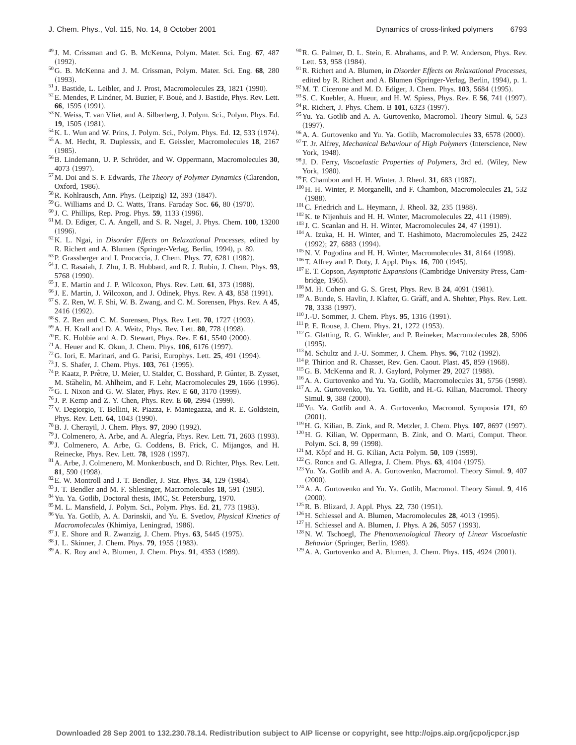[49] J. M. Crissman and G. B. McKenna, Polym. Mater. Sci. Eng. **67**, 487 (1992).
[50] G. B. McKenna and J. M. Crissman, Polym. Mater. Sci. Eng. **68**, 280 (1993).
[51] J. Bastide, L. Leibler, and J. Prost, Macromolecules **23**, 1821 (1990).
[52] E. Mendes, P. Lindner, M. Buzier, F. Boué, and J. Bastide, Phys. Rev. Lett. **66**, 1595 (1991).
[53] N. Weiss, T. van Vliet, and A. Silberberg, J. Polym. Sci., Polym. Phys. Ed. **19**, 1505 (1981).
[54] K. L. Wun and W. Prins, J. Polym. Sci., Polym. Phys. Ed. **12**, 533 (1974).
[55] A. M. Hecht, R. Duplessix, and E. Geissler, Macromolecules **18**, 2167 (1985).
[56] B. Lindemann, U. P. Schröder, and W. Oppermann, Macromolecules **30**, 4073 (1997).
[57] M. Doi and S. F. Edwards, *The Theory of Polymer Dynamics* (Clarendon, Oxford, 1986).
[58] R. Kohlrausch, Ann. Phys. (Leipzig) **12**, 393 (1847).
[59] G. Williams and D. C. Watts, Trans. Faraday Soc. **66**, 80 (1970).
[60] J. C. Phillips, Rep. Prog. Phys. **59**, 1133 (1996).
[61] M. D. Ediger, C. A. Angell, and S. R. Nagel, J. Phys. Chem. **100**, 13200 (1996).
[62] K. L. Ngai, in *Disorder Effects on Relaxational Processes*, edited by R. Richert and A. Blumen (Springer-Verlag, Berlin, 1994), p. 89.
[63] P. Grassberger and I. Procaccia, J. Chem. Phys. **77**, 6281 (1982).
[64] J. C. Rasaiah, J. Zhu, J. B. Hubbard, and R. J. Rubin, J. Chem. Phys. **93**, 5768 (1990).
[65] J. E. Martin and J. P. Wilcoxon, Phys. Rev. Lett. **61**, 373 (1988).
[66] J. E. Martin, J. Wilcoxon, and J. Odinek, Phys. Rev. A **43**, 858 (1991).
[67] S. Z. Ren, W. F. Shi, W. B. Zwang, and C. M. Sorensen, Phys. Rev. A **45**, 2416 (1992).
[68] S. Z. Ren and C. M. Sorensen, Phys. Rev. Lett. **70**, 1727 (1993).
[69] A. H. Krall and D. A. Weitz, Phys. Rev. Lett. **80**, 778 (1998).
[70] E. K. Hobbie and D. A. Stewart, Phys. Rev. E **61**, 5540 (2000).
[71] A. Heuer and K. Okun, J. Chem. Phys. **106**, 6176 (1997).
[72] G. Iori, E. Marinari, and G. Parisi, Europhys. Lett. **25**, 491 (1994).
[73] J. S. Shafer, J. Chem. Phys. **103**, 761 (1995).
[74] P. Kaatz, P. Prêtre, U. Meier, U. Stalder, C. Bosshard, P. Günter, B. Zysset, M. Stähelin, M. Ahlheim, and F. Lehr, Macromolecules **29**, 1666 (1996).
[75] G. I. Nixon and G. W. Slater, Phys. Rev. E **60**, 3170 (1999).
[76] J. P. Kemp and Z. Y. Chen, Phys. Rev. E **60**, 2994 (1999).
[77] V. Degiorgio, T. Bellini, R. Piazza, F. Mantegazza, and R. E. Goldstein, Phys. Rev. Lett. **64**, 1043 (1990).
[78] B. J. Cherayil, J. Chem. Phys. **97**, 2090 (1992).
[79] J. Colmenero, A. Arbe, and A. Alegría, Phys. Rev. Lett. **71**, 2603 (1993).
[80] J. Colmenero, A. Arbe, G. Coddens, B. Frick, C. Mijangos, and H. Reinecke, Phys. Rev. Lett. **78**, 1928 (1997).
[81] A. Arbe, J. Colmenero, M. Monkenbusch, and D. Richter, Phys. Rev. Lett. **81**, 590 (1998).
[82] E. W. Montroll and J. T. Bendler, J. Stat. Phys. **34**, 129 (1984).
[83] J. T. Bendler and M. F. Shlesinger, Macromolecules **18**, 591 (1985).
[84] Yu. Ya. Gotlib, Doctoral thesis, IMC, St. Petersburg, 1970.
[85] M. L. Mansfield, J. Polym. Sci., Polym. Phys. Ed. **21**, 773 (1983).
[86] Yu. Ya. Gotlib, A. A. Darinskii, and Yu. E. Svetlov, *Physical Kinetics of Macromolecules* (Khimiya, Leningrad, 1986).
[87] J. E. Shore and R. Zwanzig, J. Chem. Phys. **63**, 5445 (1975).
[88] J. L. Skinner, J. Chem. Phys. **79**, 1955 (1983).
[89] A. K. Roy and A. Blumen, J. Chem. Phys. **91**, 4353 (1989).
[90] R. G. Palmer, D. L. Stein, E. Abrahams, and P. W. Anderson, Phys. Rev. Lett. **53**, 958 (1984).
[91] R. Richert and A. Blumen, in *Disorder Effects on Relaxational Processes*, edited by R. Richert and A. Blumen (Springer-Verlag, Berlin, 1994), p. 1.
[92] M. T. Cicerone and M. D. Ediger, J. Chem. Phys. **103**, 5684 (1995).
[93] S. C. Kuebler, A. Hueur, and H. W. Spiess, Phys. Rev. E **56**, 741 (1997).
[94] R. Richert, J. Phys. Chem. B **101**, 6323 (1997).
[95] Yu. Ya. Gotlib and A. A. Gurtovenko, Macromol. Theory Simul. **6**, 523 (1997).
[96] A. A. Gurtovenko and Yu. Ya. Gotlib, Macromolecules **33**, 6578 (2000).
[97] T. Jr. Alfrey, *Mechanical Behaviour of High Polymers* (Interscience, New York, 1948).
[98] J. D. Ferry, *Viscoelastic Properties of Polymers*, 3rd ed. (Wiley, New York, 1980).
[99] F. Chambon and H. H. Winter, J. Rheol. **31**, 683 (1987).
[100] H. H. Winter, P. Morganelli, and F. Chambon, Macromolecules **21**, 532 (1988).
[101] C. Friedrich and L. Heymann, J. Rheol. **32**, 235 (1988).
[102] K. te Nijenhuis and H. H. Winter, Macromolecules **22**, 411 (1989).
[103] J. C. Scanlan and H. H. Winter, Macromolecules **24**, 47 (1991).
[104] A. Izuka, H. H. Winter, and T. Hashimoto, Macromolecules **25**, 2422 (1992); **27**, 6883 (1994).
[105] N. V. Pogodina and H. H. Winter, Macromolecules **31**, 8164 (1998).
[106] T. Alfrey and P. Doty, J. Appl. Phys. **16**, 700 (1945).
[107] E. T. Copson, *Asymptotic Expansions* (Cambridge University Press, Cambridge, 1965).
[108] M. H. Cohen and G. S. Grest, Phys. Rev. B **24**, 4091 (1981).
[109] A. Bunde, S. Havlin, J. Klafter, G. Gräff, and A. Shehter, Phys. Rev. Lett. **78**, 3338 (1997).
[110] J.-U. Sommer, J. Chem. Phys. **95**, 1316 (1991).
[111] P. E. Rouse, J. Chem. Phys. **21**, 1272 (1953).
[112] G. Glatting, R. G. Winkler, and P. Reineker, Macromolecules **28**, 5906 (1995).
[113] M. Schultz and J.-U. Sommer, J. Chem. Phys. **96**, 7102 (1992).
[114] P. Thirion and R. Chasset, Rev. Gen. Caout. Plast. **45**, 859 (1968).
[115] G. B. McKenna and R. J. Gaylord, Polymer **29**, 2027 (1988).
[116] A. A. Gurtovenko and Yu. Ya. Gotlib, Macromolecules **31**, 5756 (1998).
[117] A. A. Gurtovenko, Yu. Ya. Gotlib, and H.-G. Kilian, Macromol. Theory Simul. **9**, 388 (2000).
[118] Yu. Ya. Gotlib and A. A. Gurtovenko, Macromol. Symposia **171**, 69 (2001).
[119] H. G. Kilian, B. Zink, and R. Metzler, J. Chem. Phys. **107**, 8697 (1997).
[120] H. G. Kilian, W. Oppermann, B. Zink, and O. Marti, Comput. Theor. Polym. Sci. **8**, 99 (1998).
[121] M. Köpf and H. G. Kilian, Acta Polym. **50**, 109 (1999).
[122] G. Ronca and G. Allegra, J. Chem. Phys. **63**, 4104 (1975).
[123] Yu. Ya. Gotlib and A. A. Gurtovenko, Macromol. Theory Simul. **9**, 407 (2000).
[124] A. A. Gurtovenko and Yu. Ya. Gotlib, Macromol. Theory Simul. **9**, 416 (2000).
[125] R. B. Blizard, J. Appl. Phys. **22**, 730 (1951).
[126] H. Schiessel and A. Blumen, Macromolecules **28**, 4013 (1995).
[127] H. Schiessel and A. Blumen, J. Phys. A **26**, 5057 (1993).
[128] N. W. Tschoegl, *The Phenomenological Theory of Linear Viscoelastic Behavior* (Springer, Berlin, 1989).
[129] A. A. Gurtovenko and A. Blumen, J. Chem. Phys. **115**, 4924 (2001).